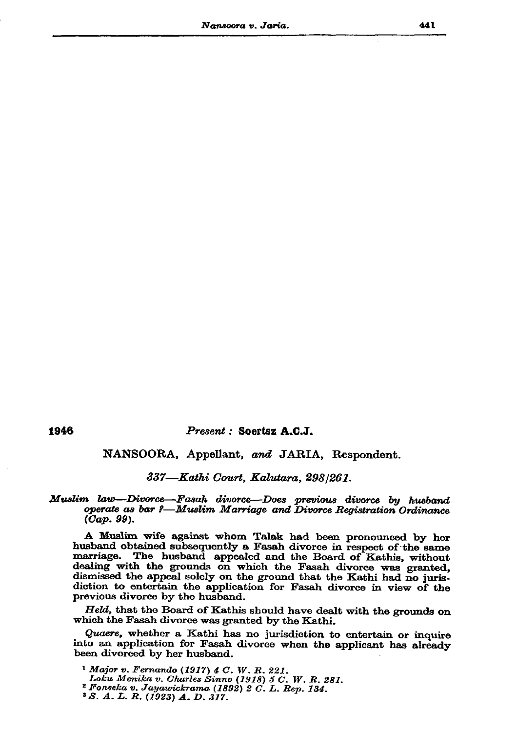**1946** *Present :* **Soertsz A.C.J.**

NANSOORA, Appellant, *and* JARIA, Respondent.

*337—Kathi Court, Kalutara, 298/261.*

***Muslim law—Divorce—Fasah divorce—Does previous divorce by husband operate as bar ?—Muslim Marriage and Divorce Registration Ordinance (Cap. 99).***

A Muslim wife against whom Talak had been pronounced by her husband obtained subsequently a Fasah divorce in respect of the same marriage. The husband appealed and the Board of Kathis, without dealing with the grounds on which the Fasah divorce was granted, dismissed the appeal solely on the ground that the Kathi had no jurisdiction to entertain the application for Fasah divorce in view of the previous divorce by the husband.

*Held,* that the Board of Kathis should have dealt with the grounds on which the Fasah divorce was granted by the Kathi.

*Quaere,* whether a Kathi has no jurisdiction to entertain or inquire into an application for Fasah divorce when the applicant has already been divorced by her husband.

[1] *Major v. Fernando (1917) 4 C. W. R. 221.*
*Loku Menika v. Charles Sinno (1918) 5 C. W. R. 281.*
[2] *Fonseka v. Jayawickrama (1892) 2 C. L. Rep. 134.*
[3] *S. A. L. R. (1923) A. D. 317.*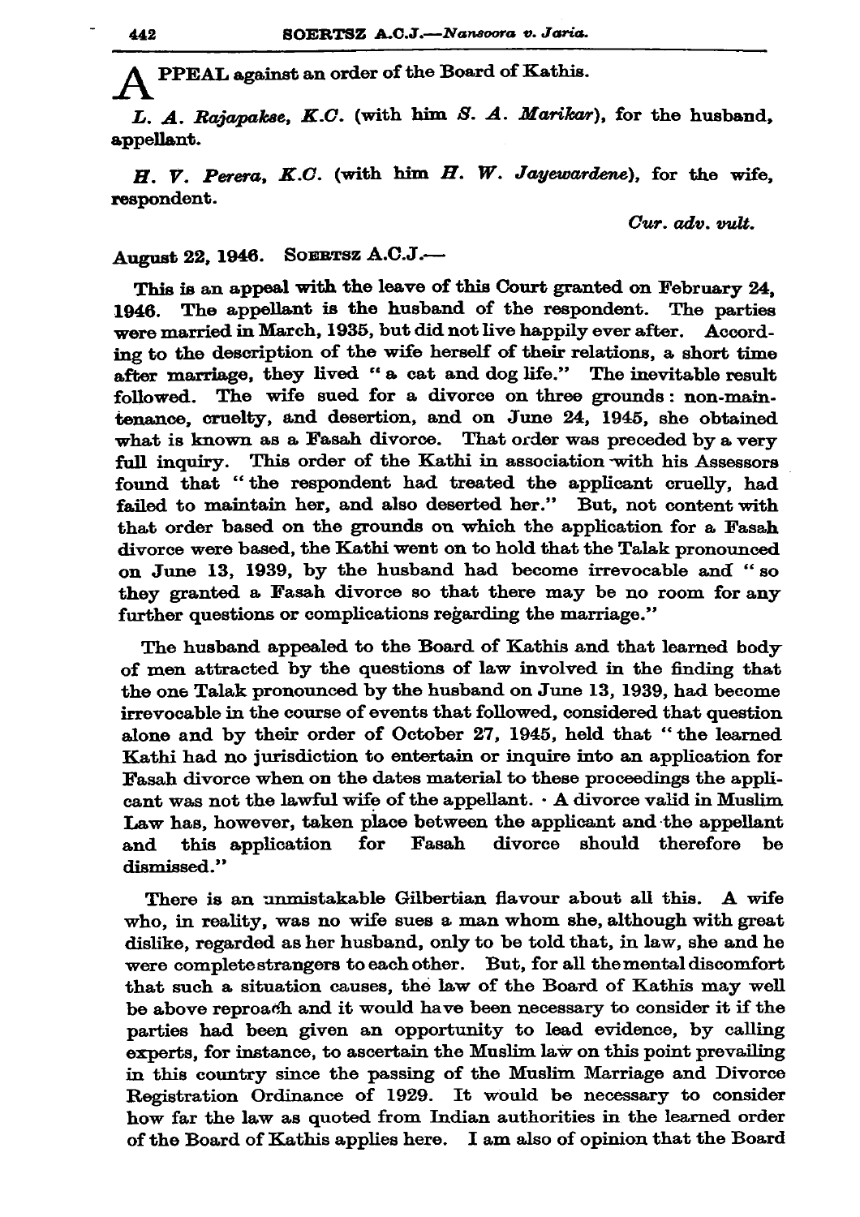**A**PPEAL against an order of the Board of Kathis.

*L. A. Rajapakse, K.C.* (with him *S. A. Marikar*), for the husband, appellant.

*H. V. Perera, K.C.* (with him *H. W. Jayewardene*), for the wife, respondent.

*Cur. adv. vult.*

August 22, 1946. SOERTSZ A.C.J.—

This is an appeal with the leave of this Court granted on February 24, 1946. The appellant is the husband of the respondent. The parties were married in March, 1935, but did not live happily ever after. According to the description of the wife herself of their relations, a short time after marriage, they lived "a cat and dog life." The inevitable result followed. The wife sued for a divorce on three grounds: non-maintenance, cruelty, and desertion, and on June 24, 1945, she obtained what is known as a Fasah divorce. That order was preceded by a very full inquiry. This order of the Kathi in association with his Assessors found that "the respondent had treated the applicant cruelly, had failed to maintain her, and also deserted her." But, not content with that order based on the grounds on which the application for a Fasah divorce were based, the Kathi went on to hold that the Talak pronounced on June 13, 1939, by the husband had become irrevocable and "so they granted a Fasah divorce so that there may be no room for any further questions or complications regarding the marriage."

The husband appealed to the Board of Kathis and that learned body of men attracted by the questions of law involved in the finding that the one Talak pronounced by the husband on June 13, 1939, had become irrevocable in the course of events that followed, considered that question alone and by their order of October 27, 1945, held that "the learned Kathi had no jurisdiction to entertain or inquire into an application for Fasah divorce when on the dates material to these proceedings the applicant was not the lawful wife of the appellant. A divorce valid in Muslim Law has, however, taken place between the applicant and the appellant and this application for Fasah divorce should therefore be dismissed."

There is an unmistakable Gilbertian flavour about all this. A wife who, in reality, was no wife sues a man whom she, although with great dislike, regarded as her husband, only to be told that, in law, she and he were complete strangers to each other. But, for all the mental discomfort that such a situation causes, the law of the Board of Kathis may well be above reproach and it would have been necessary to consider it if the parties had been given an opportunity to lead evidence, by calling experts, for instance, to ascertain the Muslim law on this point prevailing in this country since the passing of the Muslim Marriage and Divorce Registration Ordinance of 1929. It would be necessary to consider how far the law as quoted from Indian authorities in the learned order of the Board of Kathis applies here. I am also of opinion that the Board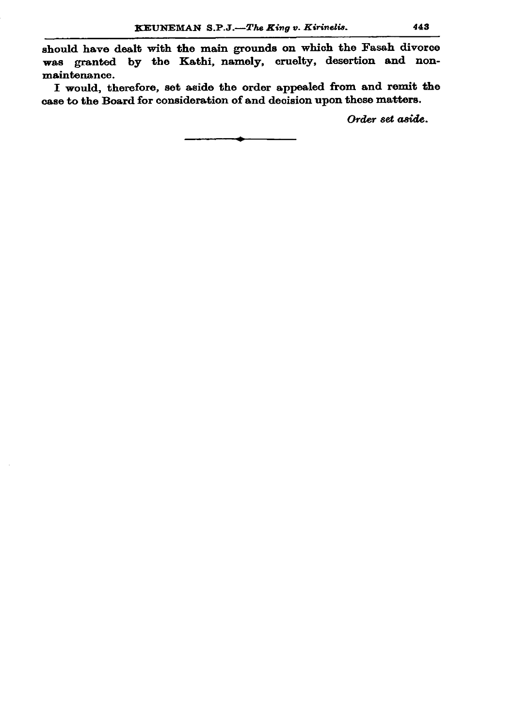should have dealt with the main grounds on which the Fasah divorce was granted by the Kathi, namely, cruelty, desertion and non-maintenance.

I would, therefore, set aside the order appealed from and remit the case to the Board for consideration of and decision upon these matters.

*Order set aside.*